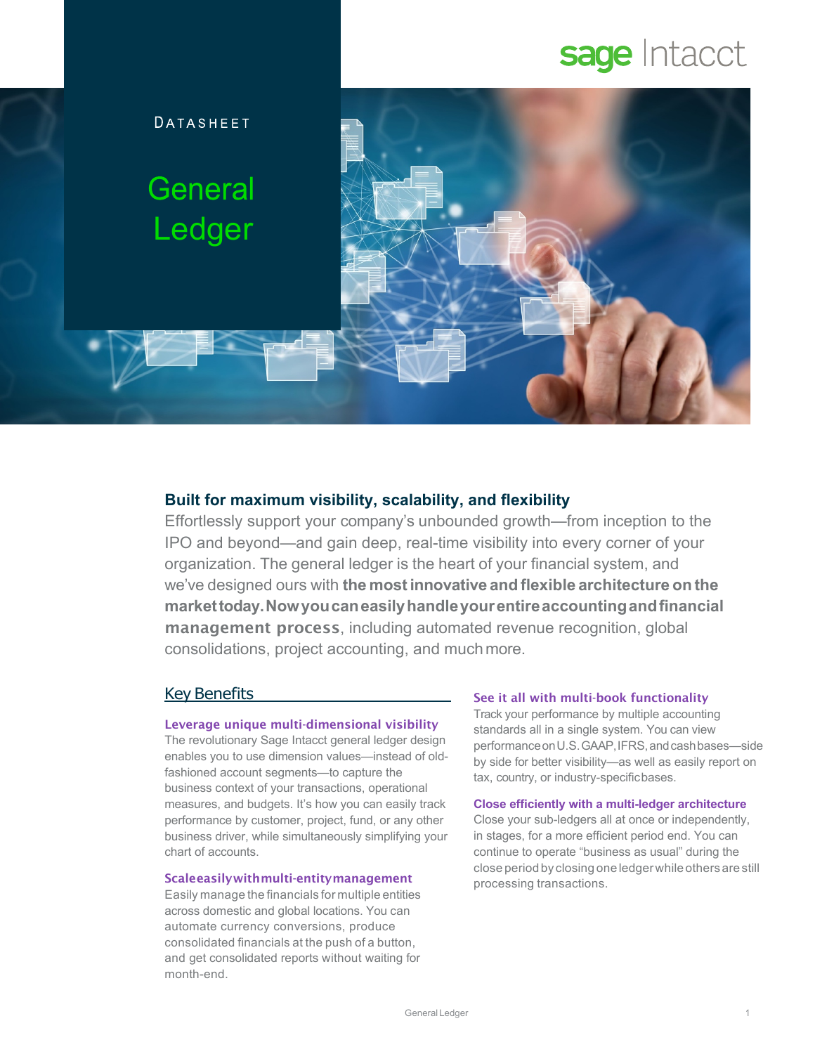DATASHEET

# General Ledger

## Built for maximum visibility, scalability, and flexibility

Effortlessly support your company's unbounded growth—from inception to the IPO and beyond—and gain deep, real-time visibility into every corner of your organization. The general ledger is the heart of your financial system, and we've designed ours with **the most innovative and flexible architecture on the market today. Now you can easily handle your entire accounting and financial management process**, including automated revenue recognition, global consolidations, project accounting, and much more.

## Key Benefits

### Leverage unique multi-dimensional visibility

The revolutionary Sage Intacct general ledger design enables you to use dimension values—instead of old-fashioned account segments—to capture the business context of your transactions, operational measures, and budgets. It's how you can easily track performance by customer, project, fund, or any other business driver, while simultaneously simplifying your chart of accounts.

### Scale easily with multi-entity management

Easily manage the financials for multiple entities across domestic and global locations. You can automate currency conversions, produce consolidated financials at the push of a button, and get consolidated reports without waiting for month-end.

### See it all with multi-book functionality

Track your performance by multiple accounting standards all in a single system. You can view performance on U.S. GAAP, IFRS, and cash bases—side by side for better visibility—as well as easily report on tax, country, or industry-specific bases.

### Close efficiently with a multi-ledger architecture

Close your sub-ledgers all at once or independently, in stages, for a more efficient period end. You can continue to operate "business as usual" during the close period by closing one ledger while others are still processing transactions.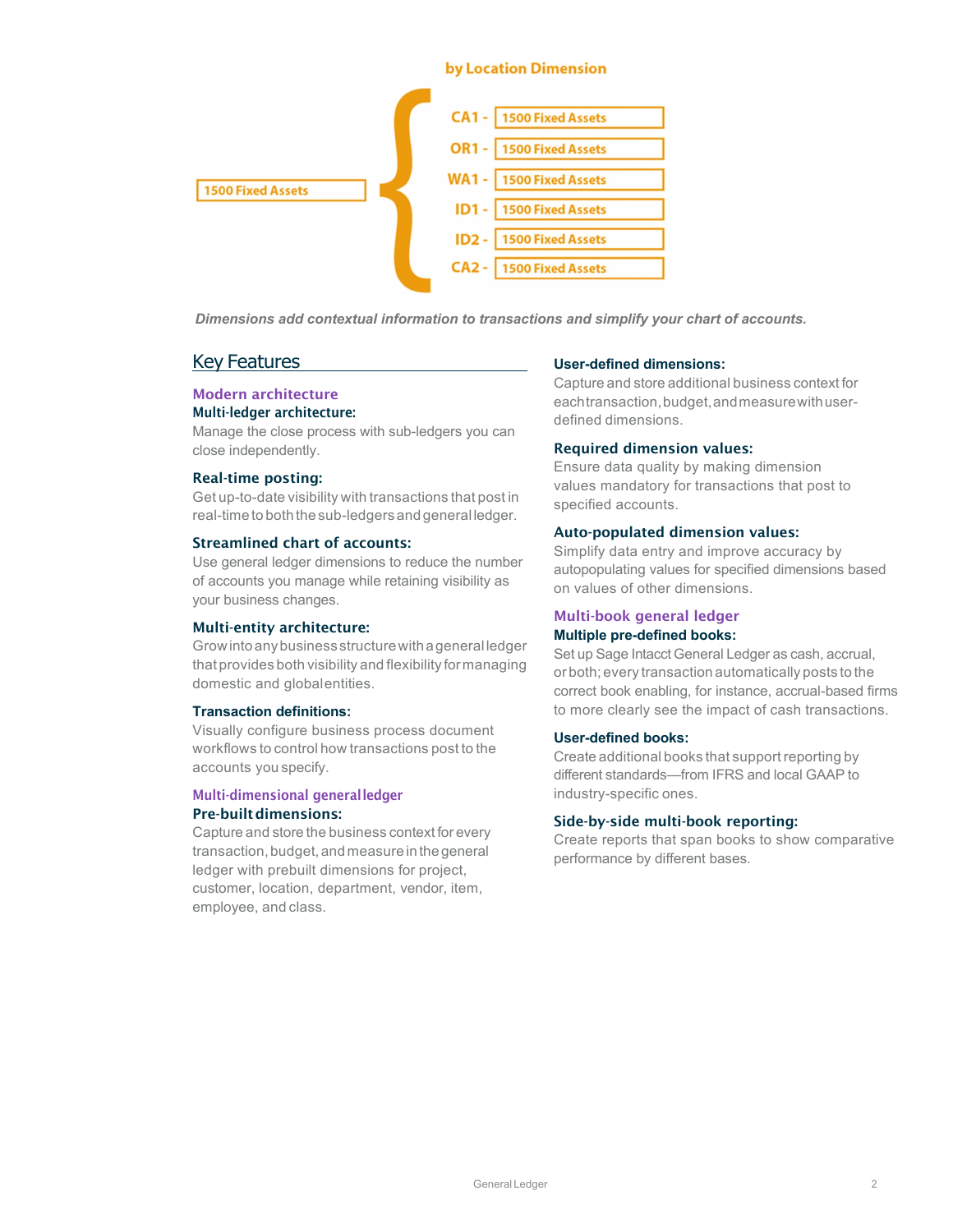by Location Dimension

1500 Fixed Assets

- CA1 - 1500 Fixed Assets
- OR1 - 1500 Fixed Assets
- WA1 - 1500 Fixed Assets
- ID1 - 1500 Fixed Assets
- ID2 - 1500 Fixed Assets
- CA2 - 1500 Fixed Assets

***Dimensions add contextual information to transactions and simplify your chart of accounts.***

## Key Features

### Modern architecture

**Multi-ledger architecture:**
Manage the close process with sub-ledgers you can close independently.

**Real-time posting:**
Get up-to-date visibility with transactions that post in real-time to both the sub-ledgers and general ledger.

**Streamlined chart of accounts:**
Use general ledger dimensions to reduce the number of accounts you manage while retaining visibility as your business changes.

**Multi-entity architecture:**
Grow into any business structure with a general ledger that provides both visibility and flexibility for managing domestic and global entities.

**Transaction definitions:**
Visually configure business process document workflows to control how transactions post to the accounts you specify.

### Multi-dimensional general ledger

**Pre-built dimensions:**
Capture and store the business context for every transaction, budget, and measure in the general ledger with prebuilt dimensions for project, customer, location, department, vendor, item, employee, and class.

**User-defined dimensions:**
Capture and store additional business context for each transaction, budget, and measure with user-defined dimensions.

**Required dimension values:**
Ensure data quality by making dimension values mandatory for transactions that post to specified accounts.

**Auto-populated dimension values:**
Simplify data entry and improve accuracy by autopopulating values for specified dimensions based on values of other dimensions.

### Multi-book general ledger

**Multiple pre-defined books:**
Set up Sage Intacct General Ledger as cash, accrual, or both; every transaction automatically posts to the correct book enabling, for instance, accrual-based firms to more clearly see the impact of cash transactions.

**User-defined books:**
Create additional books that support reporting by different standards—from IFRS and local GAAP to industry-specific ones.

**Side-by-side multi-book reporting:**
Create reports that span books to show comparative performance by different bases.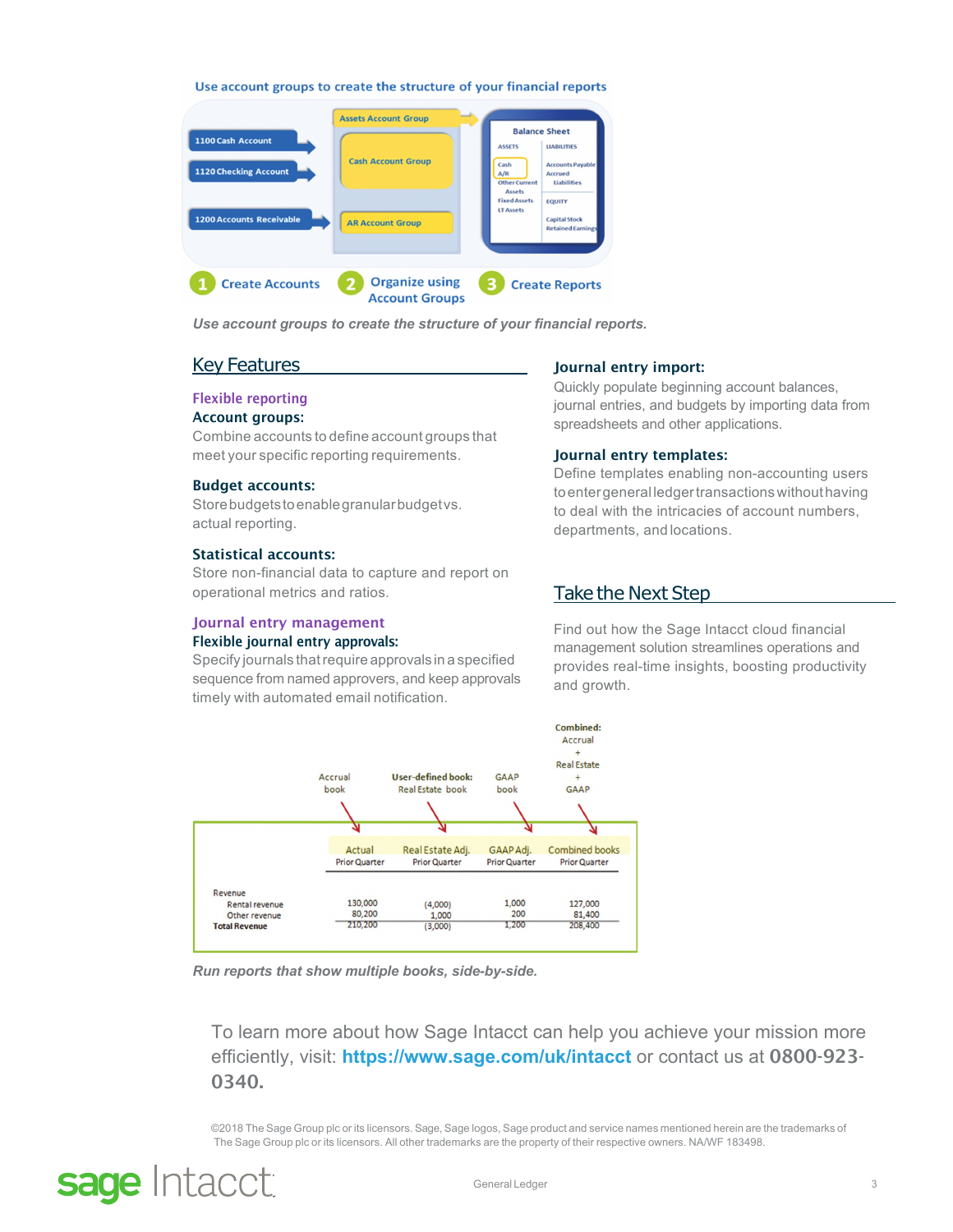Use account groups to create the structure of your financial reports

1100 Cash Account

1120 Checking Account

1200 Accounts Receivable

Assets Account Group

Cash Account Group

AR Account Group

Balance Sheet

ASSETS

Cash

A/R

Other Current Assets

Fixed Assets

LT Assets

LIABILITIES

Accounts Payable

Accrued Liabilities

EQUITY

Capital Stock

Retained Earnings

1 Create Accounts

2 Organize using Account Groups

3 Create Reports

*Use account groups to create the structure of your financial reports.*

## Key Features

### Flexible reporting

**Account groups:**
Combine accounts to define account groups that meet your specific reporting requirements.

**Budget accounts:**
Store budgets to enable granular budget vs. actual reporting.

**Statistical accounts:**
Store non-financial data to capture and report on operational metrics and ratios.

### Journal entry management

**Flexible journal entry approvals:**
Specify journals that require approvals in a specified sequence from named approvers, and keep approvals timely with automated email notification.

**Journal entry import:**
Quickly populate beginning account balances, journal entries, and budgets by importing data from spreadsheets and other applications.

**Journal entry templates:**
Define templates enabling non-accounting users to enter general ledger transactions without having to deal with the intricacies of account numbers, departments, and locations.

## Take the Next Step

Find out how the Sage Intacct cloud financial management solution streamlines operations and provides real-time insights, boosting productivity and growth.

Accrual book

User-defined book: Real Estate book

GAAP book

Combined: Accrual + Real Estate + GAAP

| | Actual Prior Quarter | Real Estate Adj. Prior Quarter | GAAP Adj. Prior Quarter | Combined books Prior Quarter |
|---|---|---|---|---|
| Revenue | | | | |
| Rental revenue | 130,000 | (4,000) | 1,000 | 127,000 |
| Other revenue | 80,200 | 1,000 | 200 | 81,400 |
| Total Revenue | 210,200 | (3,000) | 1,200 | 208,400 |

*Run reports that show multiple books, side-by-side.*

To learn more about how Sage Intacct can help you achieve your mission more efficiently, visit: **https://www.sage.com/uk/intacct** or contact us at **0800-923-0340.**

©2018 The Sage Group plc or its licensors. Sage, Sage logos, Sage product and service names mentioned herein are the trademarks of The Sage Group plc or its licensors. All other trademarks are the property of their respective owners. NA/WF 183498.